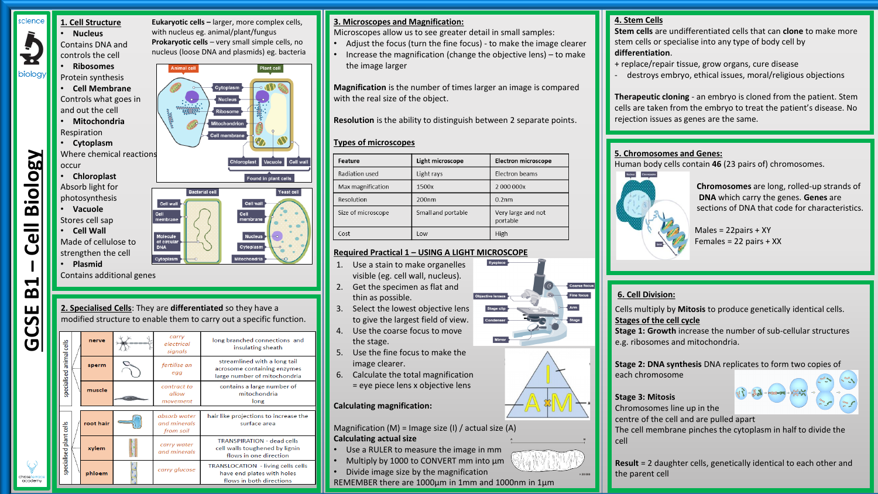# GCSE B1 – Cell Biology

## 1. Cell Structure

- **Nucleus**
Contains DNA and controls the cell
- **Ribosomes**
Protein synthesis
- **Cell Membrane**
Controls what goes in and out the cell
- **Mitochondria**
Respiration
- **Cytoplasm**
Where chemical reactions occur
- **Chloroplast**
Absorb light for photosynthesis
- **Vacuole**
Stores cell sap
- **Cell Wall**
Made of cellulose to strengthen the cell
- **Plasmid**
Contains additional genes

**Eukaryotic cells –** larger, more complex cells, with nucleus eg. animal/plant/fungus
**Prokaryotic cells –** very small simple cells, no nucleus (loose DNA and plasmids) eg. bacteria

## 2. Specialised Cells

They are **differentiated** so they have a modified structure to enable them to carry out a specific function.

| | Cell | Function | Adaptation |
|---|---|---|---|
| specialised animal cells | nerve | carry electrical signals | long branched connections and insulating sheath |
| | sperm | fertilise an egg | streamlined with a long tail acrosome containing enzymes large number of mitochondria |
| | muscle | contract to allow movement | contains a large number of mitochondria long |
| specialised plant cells | root hair | absorb water and minerals from soil | hair like projections to increase the surface area |
| | xylem | carry water and minerals | TRANSPIRATION - dead cells cell walls toughened by lignin flows in one direction |
| | phloem | carry glucose | TRANSLOCATION - living cells cells have end plates with holes flows in both directions |

## 3. Microscopes and Magnification:

Microscopes allow us to see greater detail in small samples:

- Adjust the focus (turn the fine focus) - to make the image clearer
- Increase the magnification (change the objective lens) – to make the image larger

**Magnification** is the number of times larger an image is compared with the real size of the object.

**Resolution** is the ability to distinguish between 2 separate points.

### Types of microscopes

| Feature | Light microscope | Electron microscope |
|---|---|---|
| Radiation used | Light rays | Electron beams |
| Max magnification | 1500x | 2 000 000x |
| Resolution | 200nm | 0.2nm |
| Size of microscope | Small and portable | Very large and not portable |
| Cost | Low | High |

### Required Practical 1 – USING A LIGHT MICROSCOPE

1. Use a stain to make organelles visible (eg. cell wall, nucleus).
2. Get the specimen as flat and thin as possible.
3. Select the lowest objective lens to give the largest field of view.
4. Use the coarse focus to move the stage.
5. Use the fine focus to make the image clearer.
6. Calculate the total magnification = eye piece lens x objective lens

**Calculating magnification:**

Magnification (M) = Image size (I) / actual size (A)

**Calculating actual size**

- Use a RULER to measure the image in mm
- Multiply by 1000 to CONVERT mm into µm
- Divide image size by the magnification

REMEMBER there are 1000µm in 1mm and 1000nm in 1µm

## 4. Stem Cells

**Stem cells** are undifferentiated cells that can **clone** to make more stem cells or specialise into any type of body cell by **differentiation**.

+ replace/repair tissue, grow organs, cure disease
- destroys embryo, ethical issues, moral/religious objections

**Therapeutic cloning** - an embryo is cloned from the patient. Stem cells are taken from the embryo to treat the patient's disease. No rejection issues as genes are the same.

## 5. Chromosomes and Genes:

Human body cells contain **46** (23 pairs of) chromosomes.

**Chromosomes** are long, rolled-up strands of **DNA** which carry the genes. **Genes** are sections of DNA that code for characteristics.

Males = 22pairs + XY
Females = 22 pairs + XX

## 6. Cell Division:

Cells multiply by **Mitosis** to produce genetically identical cells.

**Stages of the cell cycle**

**Stage 1: Growth** increase the number of sub-cellular structures e.g. ribosomes and mitochondria.

**Stage 2: DNA synthesis** DNA replicates to form two copies of each chromosome

**Stage 3: Mitosis**
Chromosomes line up in the centre of the cell and are pulled apart
The cell membrane pinches the cytoplasm in half to divide the cell

**Result** = 2 daughter cells, genetically identical to each other and the parent cell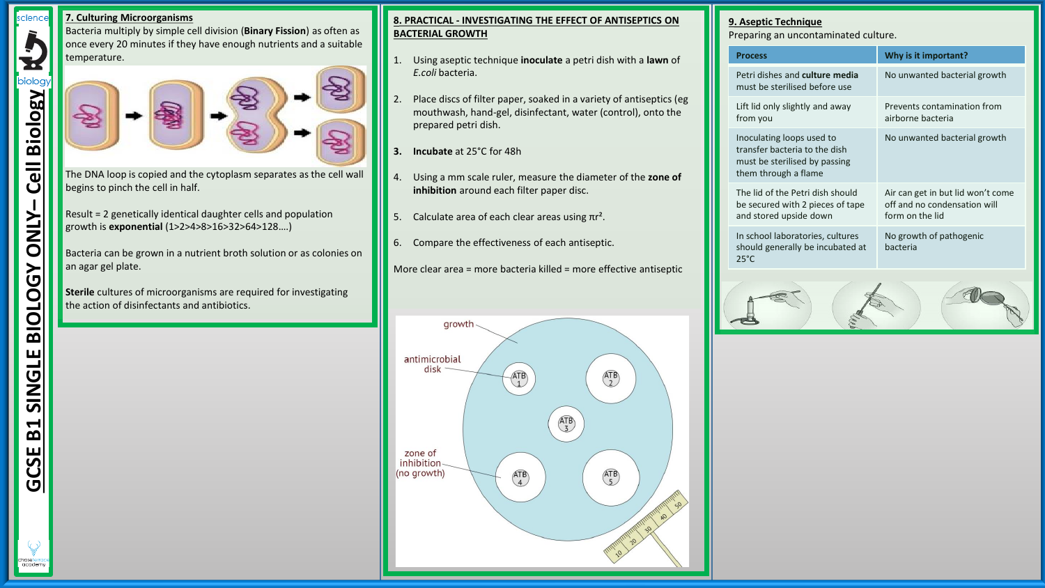GCSE B1 SINGLE BIOLOGY ONLY– Cell Biology

## 7. Culturing Microorganisms

Bacteria multiply by simple cell division (**Binary Fission**) as often as once every 20 minutes if they have enough nutrients and a suitable temperature.

The DNA loop is copied and the cytoplasm separates as the cell wall begins to pinch the cell in half.

Result = 2 genetically identical daughter cells and population growth is **exponential** (1>2>4>8>16>32>64>128….)

Bacteria can be grown in a nutrient broth solution or as colonies on an agar gel plate.

**Sterile** cultures of microorganisms are required for investigating the action of disinfectants and antibiotics.

## 8. PRACTICAL - INVESTIGATING THE EFFECT OF ANTISEPTICS ON BACTERIAL GROWTH

1. Using aseptic technique **inoculate** a petri dish with a **lawn** of *E.coli* bacteria.
2. Place discs of filter paper, soaked in a variety of antiseptics (eg mouthwash, hand-gel, disinfectant, water (control), onto the prepared petri dish.
3. **Incubate** at 25°C for 48h
4. Using a mm scale ruler, measure the diameter of the **zone of inhibition** around each filter paper disc.
5. Calculate area of each clear areas using $\pi r^2$.
6. Compare the effectiveness of each antiseptic.

More clear area = more bacteria killed = more effective antiseptic

growth

antimicrobial disk

zone of inhibition (no growth)

ATB 1

ATB 2

ATB 3

ATB 4

ATB 5

10 20 30 40 50

## 9. Aseptic Technique

Preparing an uncontaminated culture.

| Process | Why is it important? |
|---|---|
| Petri dishes and **culture media** must be sterilised before use | No unwanted bacterial growth |
| Lift lid only slightly and away from you | Prevents contamination from airborne bacteria |
| Inoculating loops used to transfer bacteria to the dish must be sterilised by passing them through a flame | No unwanted bacterial growth |
| The lid of the Petri dish should be secured with 2 pieces of tape and stored upside down | Air can get in but lid won't come off and no condensation will form on the lid |
| In school laboratories, cultures should generally be incubated at 25°C | No growth of pathogenic bacteria |